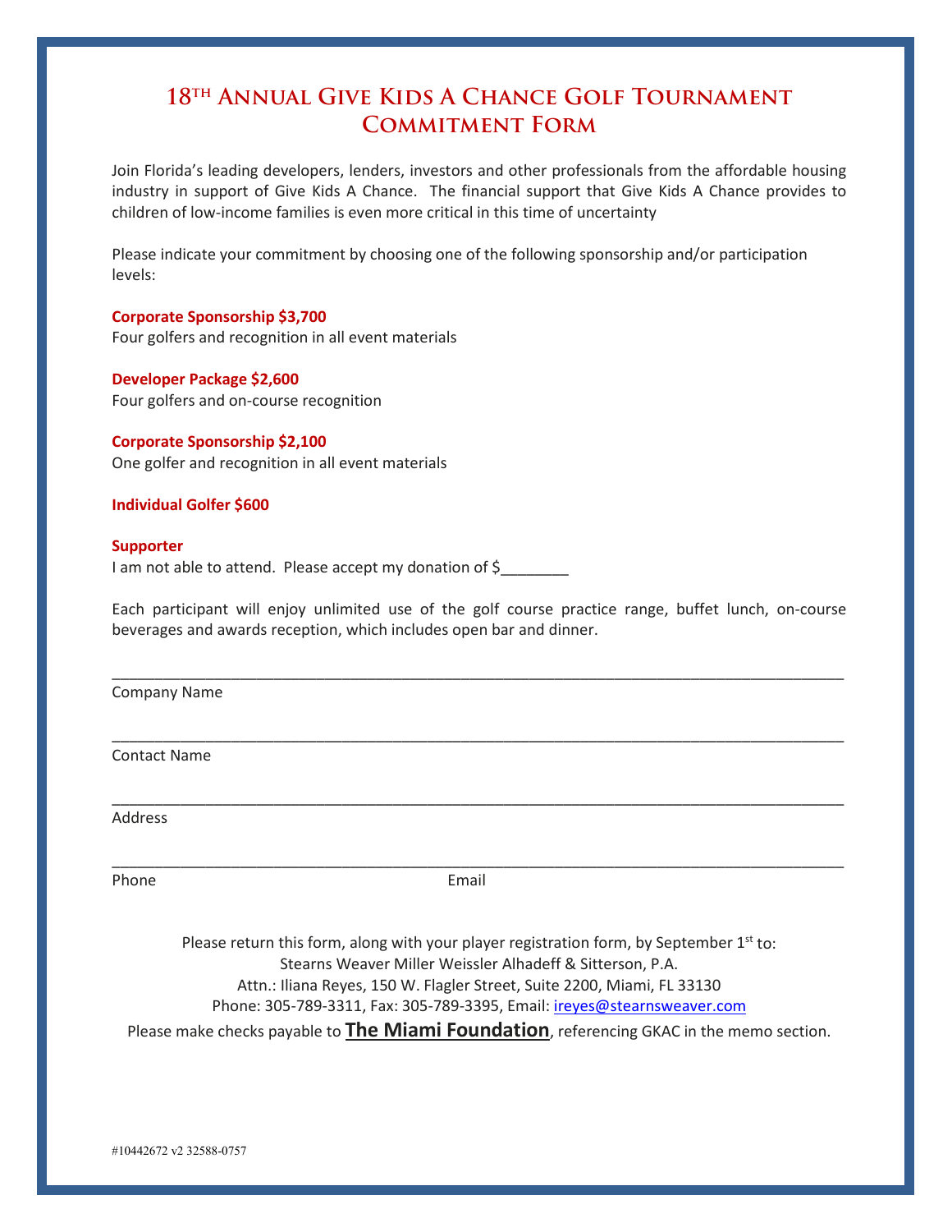# 18th Annual Give Kids A Chance Golf Tournament Commitment Form

Join Florida's leading developers, lenders, investors and other professionals from the affordable housing industry in support of Give Kids A Chance. The financial support that Give Kids A Chance provides to children of low-income families is even more critical in this time of uncertainty

Please indicate your commitment by choosing one of the following sponsorship and/or participation levels:

**Corporate Sponsorship $3,700**
Four golfers and recognition in all event materials

**Developer Package $2,600**
Four golfers and on-course recognition

**Corporate Sponsorship $2,100**
One golfer and recognition in all event materials

**Individual Golfer $600**

**Supporter**
I am not able to attend. Please accept my donation of $________

Each participant will enjoy unlimited use of the golf course practice range, buffet lunch, on-course beverages and awards reception, which includes open bar and dinner.

______________________________________________________________________________
Company Name

______________________________________________________________________________
Contact Name

______________________________________________________________________________
Address

______________________________________________________________________________
Phone Email

Please return this form, along with your player registration form, by September 1st to:
Stearns Weaver Miller Weissler Alhadeff & Sitterson, P.A.
Attn.: Iliana Reyes, 150 W. Flagler Street, Suite 2200, Miami, FL 33130
Phone: 305-789-3311, Fax: 305-789-3395, Email: ireyes@stearnsweaver.com
Please make checks payable to **The Miami Foundation**, referencing GKAC in the memo section.

#10442672 v2 32588-0757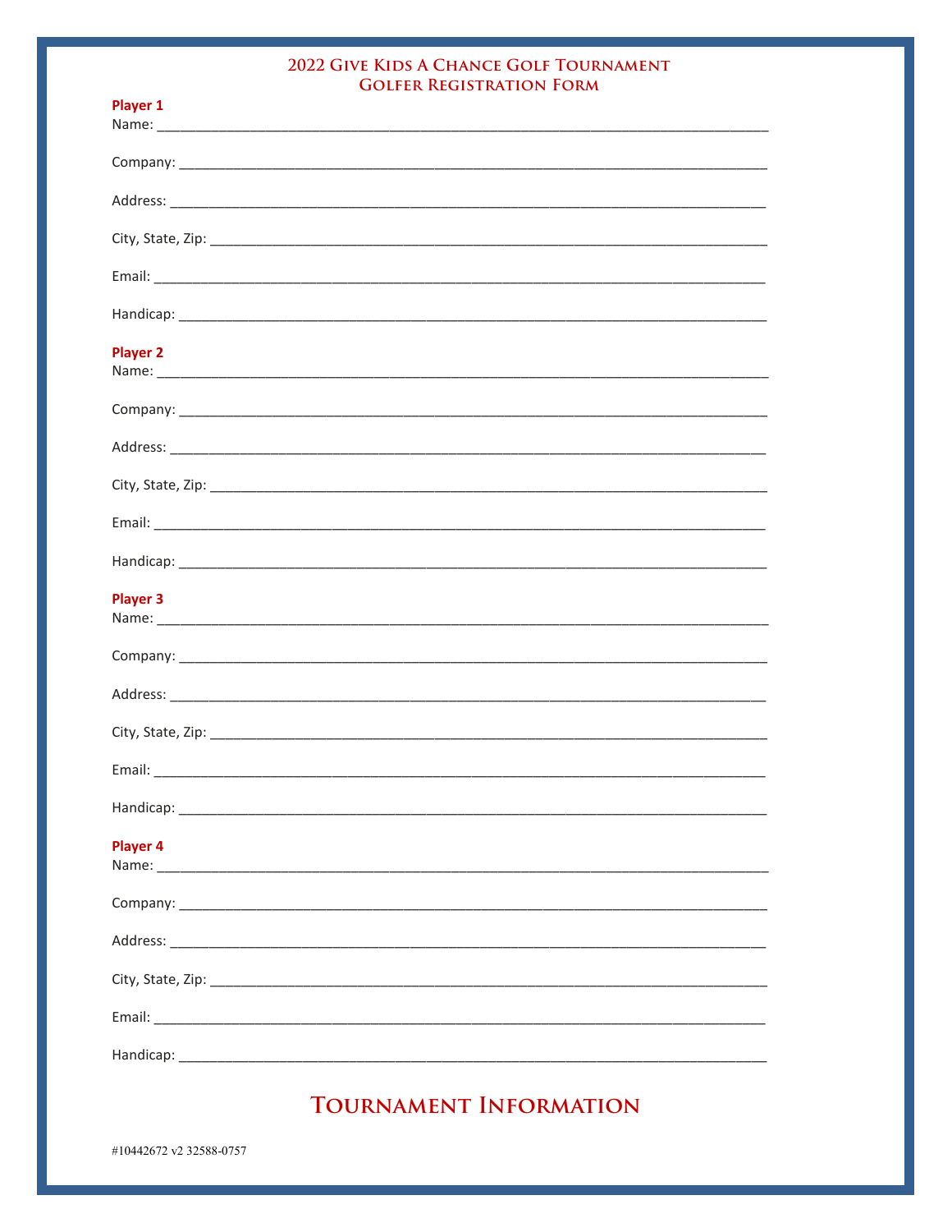# 2022 Give Kids A Chance Golf Tournament
## Golfer Registration Form

**Player 1**

Name: ________________________________________________________________________________

Company: ______________________________________________________________________________

Address: ______________________________________________________________________________

City, State, Zip: ________________________________________________________________________

Email: ________________________________________________________________________________

Handicap: _____________________________________________________________________________

**Player 2**

Name: ________________________________________________________________________________

Company: ______________________________________________________________________________

Address: ______________________________________________________________________________

City, State, Zip: ________________________________________________________________________

Email: ________________________________________________________________________________

Handicap: _____________________________________________________________________________

**Player 3**

Name: ________________________________________________________________________________

Company: ______________________________________________________________________________

Address: ______________________________________________________________________________

City, State, Zip: ________________________________________________________________________

Email: ________________________________________________________________________________

Handicap: _____________________________________________________________________________

**Player 4**

Name: ________________________________________________________________________________

Company: ______________________________________________________________________________

Address: ______________________________________________________________________________

City, State, Zip: ________________________________________________________________________

Email: ________________________________________________________________________________

Handicap: _____________________________________________________________________________

# Tournament Information

#10442672 v2 32588-0757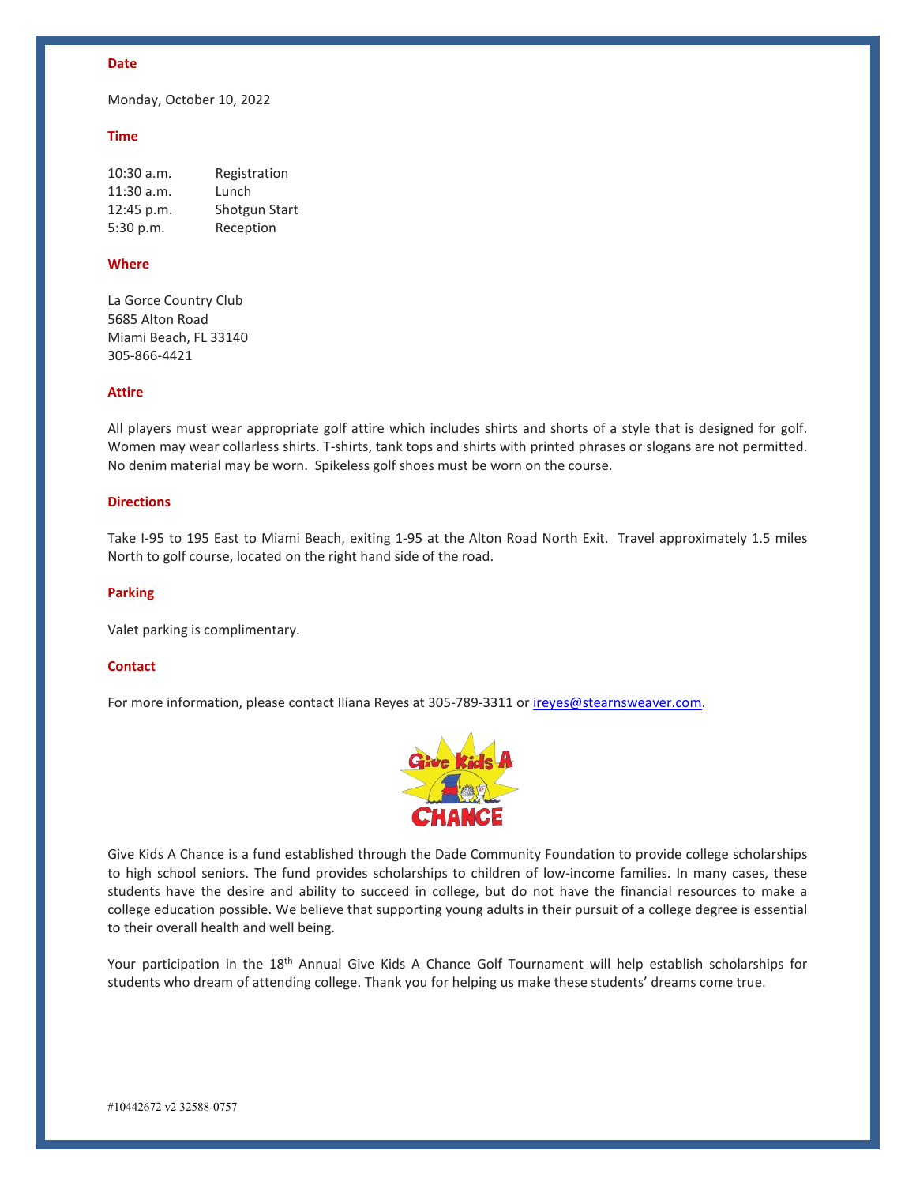### Date

Monday, October 10, 2022

### Time

| | |
|---|---|
| 10:30 a.m. | Registration |
| 11:30 a.m. | Lunch |
| 12:45 p.m. | Shotgun Start |
| 5:30 p.m. | Reception |

### Where

La Gorce Country Club
5685 Alton Road
Miami Beach, FL 33140
305-866-4421

### Attire

All players must wear appropriate golf attire which includes shirts and shorts of a style that is designed for golf. Women may wear collarless shirts. T-shirts, tank tops and shirts with printed phrases or slogans are not permitted. No denim material may be worn. Spikeless golf shoes must be worn on the course.

### Directions

Take I-95 to 195 East to Miami Beach, exiting 1-95 at the Alton Road North Exit. Travel approximately 1.5 miles North to golf course, located on the right hand side of the road.

### Parking

Valet parking is complimentary.

### Contact

For more information, please contact Iliana Reyes at 305-789-3311 or [ireyes@stearnsweaver.com](mailto:ireyes@stearnsweaver.com).

Give Kids A Chance

Give Kids A Chance is a fund established through the Dade Community Foundation to provide college scholarships to high school seniors. The fund provides scholarships to children of low-income families. In many cases, these students have the desire and ability to succeed in college, but do not have the financial resources to make a college education possible. We believe that supporting young adults in their pursuit of a college degree is essential to their overall health and well being.

Your participation in the 18th Annual Give Kids A Chance Golf Tournament will help establish scholarships for students who dream of attending college. Thank you for helping us make these students' dreams come true.

#10442672 v2 32588-0757